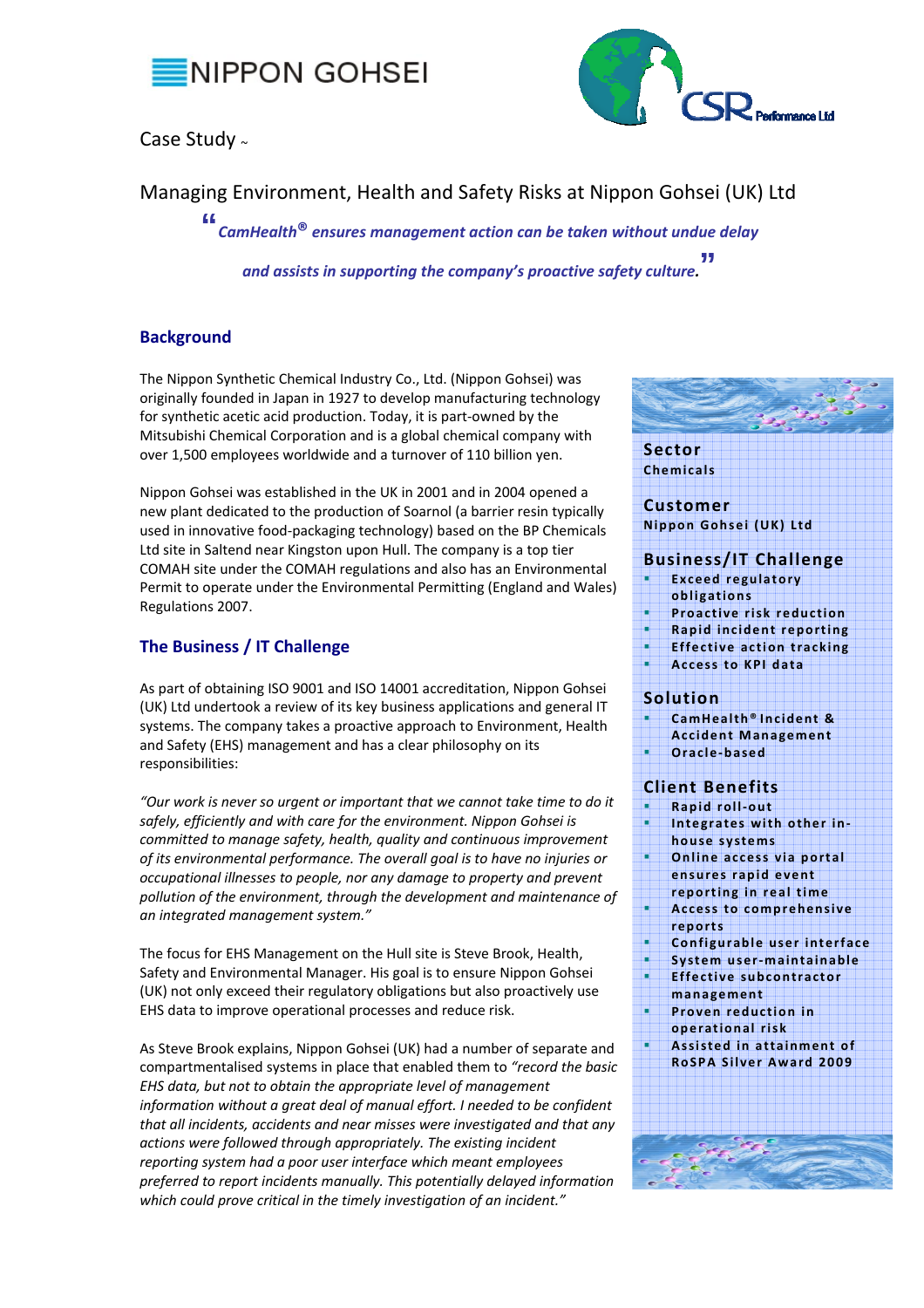NIPPON GOHSEI

CSR Performance Ltd

Case Study ~

# Managing Environment, Health and Safety Risks at Nippon Gohsei (UK) Ltd

> *"CamHealth® ensures management action can be taken without undue delay and assists in supporting the company's proactive safety culture."*

## Background

The Nippon Synthetic Chemical Industry Co., Ltd. (Nippon Gohsei) was originally founded in Japan in 1927 to develop manufacturing technology for synthetic acetic acid production. Today, it is part-owned by the Mitsubishi Chemical Corporation and is a global chemical company with over 1,500 employees worldwide and a turnover of 110 billion yen.

Nippon Gohsei was established in the UK in 2001 and in 2004 opened a new plant dedicated to the production of Soarnol (a barrier resin typically used in innovative food-packaging technology) based on the BP Chemicals Ltd site in Saltend near Kingston upon Hull. The company is a top tier COMAH site under the COMAH regulations and also has an Environmental Permit to operate under the Environmental Permitting (England and Wales) Regulations 2007.

## The Business / IT Challenge

As part of obtaining ISO 9001 and ISO 14001 accreditation, Nippon Gohsei (UK) Ltd undertook a review of its key business applications and general IT systems. The company takes a proactive approach to Environment, Health and Safety (EHS) management and has a clear philosophy on its responsibilities:

*"Our work is never so urgent or important that we cannot take time to do it safely, efficiently and with care for the environment. Nippon Gohsei is committed to manage safety, health, quality and continuous improvement of its environmental performance. The overall goal is to have no injuries or occupational illnesses to people, nor any damage to property and prevent pollution of the environment, through the development and maintenance of an integrated management system."*

The focus for EHS Management on the Hull site is Steve Brook, Health, Safety and Environmental Manager. His goal is to ensure Nippon Gohsei (UK) not only exceed their regulatory obligations but also proactively use EHS data to improve operational processes and reduce risk.

As Steve Brook explains, Nippon Gohsei (UK) had a number of separate and compartmentalised systems in place that enabled them to *"record the basic EHS data, but not to obtain the appropriate level of management information without a great deal of manual effort. I needed to be confident that all incidents, accidents and near misses were investigated and that any actions were followed through appropriately. The existing incident reporting system had a poor user interface which meant employees preferred to report incidents manually. This potentially delayed information which could prove critical in the timely investigation of an incident."*

---

### Sector
Chemicals

### Customer
Nippon Gohsei (UK) Ltd

### Business/IT Challenge
- Exceed regulatory obligations
- Proactive risk reduction
- Rapid incident reporting
- Effective action tracking
- Access to KPI data

### Solution
- CamHealth® Incident & Accident Management
- Oracle-based

### Client Benefits
- Rapid roll-out
- Integrates with other in-house systems
- Online access via portal ensures rapid event reporting in real time
- Access to comprehensive reports
- Configurable user interface
- System user-maintainable
- Effective subcontractor management
- Proven reduction in operational risk
- Assisted in attainment of RoSPA Silver Award 2009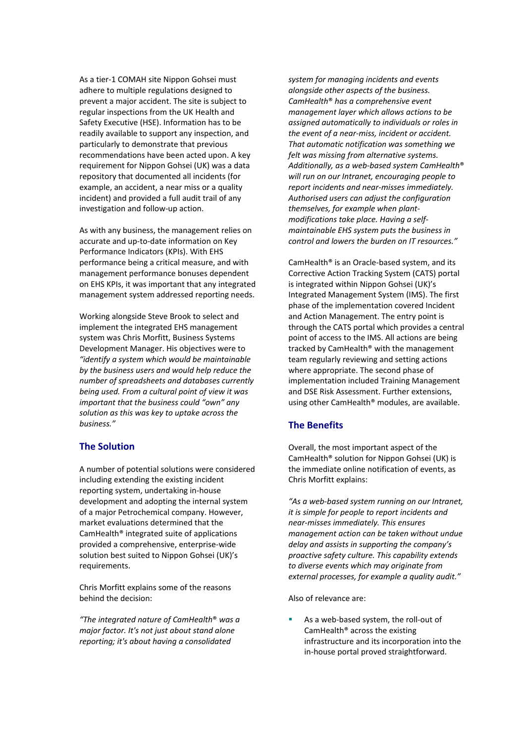As a tier-1 COMAH site Nippon Gohsei must adhere to multiple regulations designed to prevent a major accident. The site is subject to regular inspections from the UK Health and Safety Executive (HSE). Information has to be readily available to support any inspection, and particularly to demonstrate that previous recommendations have been acted upon. A key requirement for Nippon Gohsei (UK) was a data repository that documented all incidents (for example, an accident, a near miss or a quality incident) and provided a full audit trail of any investigation and follow-up action.

As with any business, the management relies on accurate and up-to-date information on Key Performance Indicators (KPIs). With EHS performance being a critical measure, and with management performance bonuses dependent on EHS KPIs, it was important that any integrated management system addressed reporting needs.

Working alongside Steve Brook to select and implement the integrated EHS management system was Chris Morfitt, Business Systems Development Manager. His objectives were to *"identify a system which would be maintainable by the business users and would help reduce the number of spreadsheets and databases currently being used. From a cultural point of view it was important that the business could "own" any solution as this was key to uptake across the business."*

## The Solution

A number of potential solutions were considered including extending the existing incident reporting system, undertaking in-house development and adopting the internal system of a major Petrochemical company. However, market evaluations determined that the CamHealth® integrated suite of applications provided a comprehensive, enterprise-wide solution best suited to Nippon Gohsei (UK)'s requirements.

Chris Morfitt explains some of the reasons behind the decision:

*"The integrated nature of CamHealth® was a major factor. It's not just about stand alone reporting; it's about having a consolidated system for managing incidents and events alongside other aspects of the business. CamHealth® has a comprehensive event management layer which allows actions to be assigned automatically to individuals or roles in the event of a near-miss, incident or accident. That automatic notification was something we felt was missing from alternative systems. Additionally, as a web-based system CamHealth® will run on our Intranet, encouraging people to report incidents and near-misses immediately. Authorised users can adjust the configuration themselves, for example when plant-modifications take place. Having a self-maintainable EHS system puts the business in control and lowers the burden on IT resources."*

CamHealth® is an Oracle-based system, and its Corrective Action Tracking System (CATS) portal is integrated within Nippon Gohsei (UK)'s Integrated Management System (IMS). The first phase of the implementation covered Incident and Action Management. The entry point is through the CATS portal which provides a central point of access to the IMS. All actions are being tracked by CamHealth® with the management team regularly reviewing and setting actions where appropriate. The second phase of implementation included Training Management and DSE Risk Assessment. Further extensions, using other CamHealth® modules, are available.

## The Benefits

Overall, the most important aspect of the CamHealth® solution for Nippon Gohsei (UK) is the immediate online notification of events, as Chris Morfitt explains:

*"As a web-based system running on our Intranet, it is simple for people to report incidents and near-misses immediately. This ensures management action can be taken without undue delay and assists in supporting the company's proactive safety culture. This capability extends to diverse events which may originate from external processes, for example a quality audit."*

Also of relevance are:

- As a web-based system, the roll-out of CamHealth® across the existing infrastructure and its incorporation into the in-house portal proved straightforward.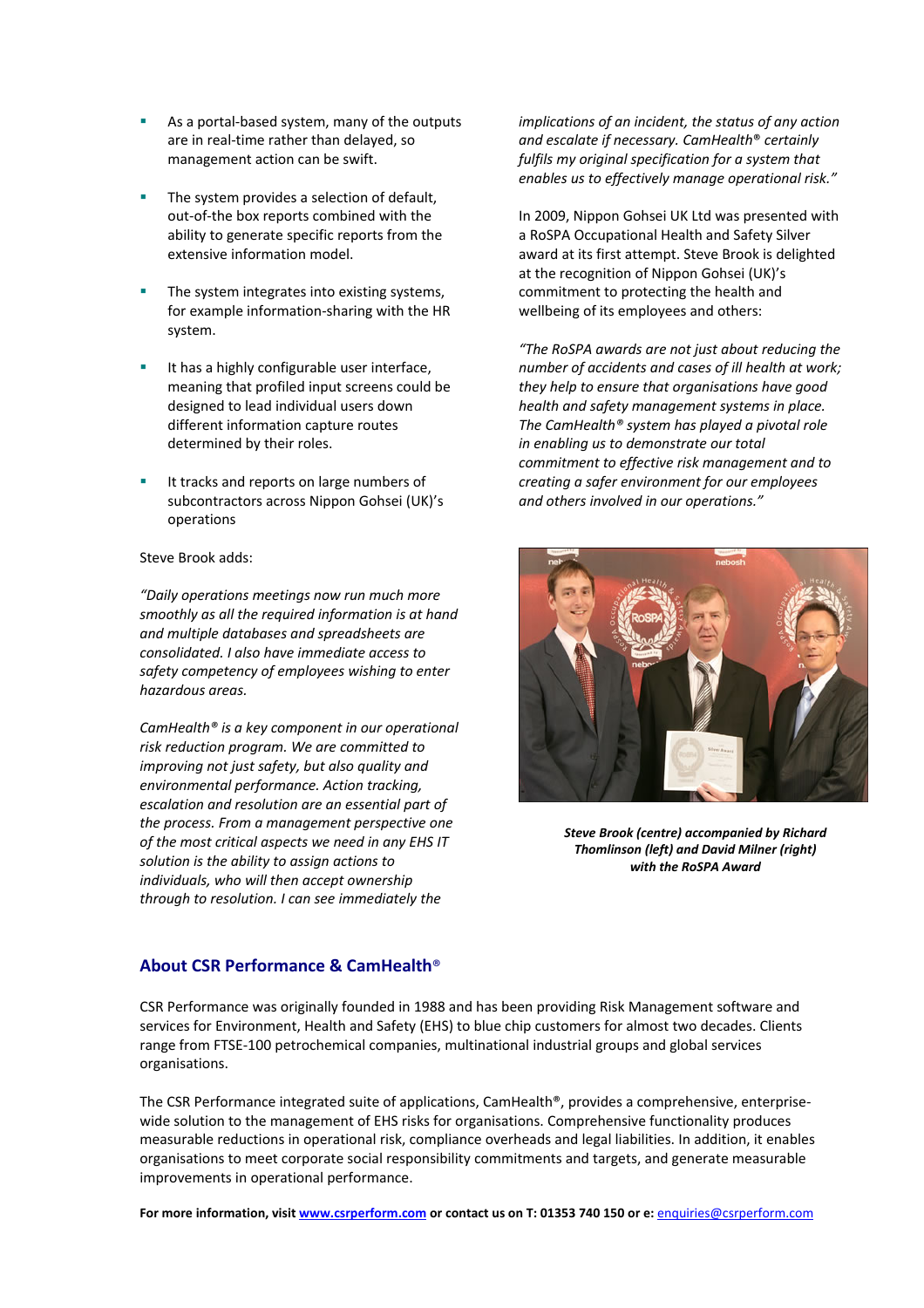- As a portal-based system, many of the outputs are in real-time rather than delayed, so management action can be swift.
- The system provides a selection of default, out-of-the box reports combined with the ability to generate specific reports from the extensive information model.
- The system integrates into existing systems, for example information-sharing with the HR system.
- It has a highly configurable user interface, meaning that profiled input screens could be designed to lead individual users down different information capture routes determined by their roles.
- It tracks and reports on large numbers of subcontractors across Nippon Gohsei (UK)'s operations

Steve Brook adds:

*"Daily operations meetings now run much more smoothly as all the required information is at hand and multiple databases and spreadsheets are consolidated. I also have immediate access to safety competency of employees wishing to enter hazardous areas.*

*CamHealth® is a key component in our operational risk reduction program. We are committed to improving not just safety, but also quality and environmental performance. Action tracking, escalation and resolution are an essential part of the process. From a management perspective one of the most critical aspects we need in any EHS IT solution is the ability to assign actions to individuals, who will then accept ownership through to resolution. I can see immediately the implications of an incident, the status of any action and escalate if necessary. CamHealth® certainly fulfils my original specification for a system that enables us to effectively manage operational risk."*

In 2009, Nippon Gohsei UK Ltd was presented with a RoSPA Occupational Health and Safety Silver award at its first attempt. Steve Brook is delighted at the recognition of Nippon Gohsei (UK)'s commitment to protecting the health and wellbeing of its employees and others:

*"The RoSPA awards are not just about reducing the number of accidents and cases of ill health at work; they help to ensure that organisations have good health and safety management systems in place. The CamHealth® system has played a pivotal role in enabling us to demonstrate our total commitment to effective risk management and to creating a safer environment for our employees and others involved in our operations."*

***Steve Brook (centre) accompanied by Richard Thomlinson (left) and David Milner (right) with the RoSPA Award***

## About CSR Performance & CamHealth®

CSR Performance was originally founded in 1988 and has been providing Risk Management software and services for Environment, Health and Safety (EHS) to blue chip customers for almost two decades. Clients range from FTSE-100 petrochemical companies, multinational industrial groups and global services organisations.

The CSR Performance integrated suite of applications, CamHealth®, provides a comprehensive, enterprise-wide solution to the management of EHS risks for organisations. Comprehensive functionality produces measurable reductions in operational risk, compliance overheads and legal liabilities. In addition, it enables organisations to meet corporate social responsibility commitments and targets, and generate measurable improvements in operational performance.

**For more information, visit [www.csrperform.com](http://www.csrperform.com) or contact us on T: 01353 740 150 or e:** [enquiries@csrperform.com](mailto:enquiries@csrperform.com)